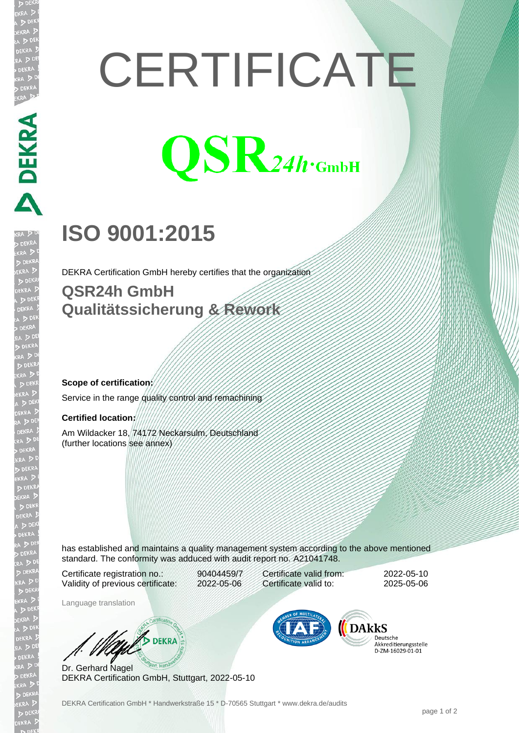# CERTIFICATE

QSR24h·GmbH

## ISO 9001:2015

DEKRA Certification GmbH hereby certifies that the organization

### QSR24h GmbH
### Qualitätssicherung & Rework

**Scope of certification:**

Service in the range quality control and remachining

**Certified location:**

Am Wildacker 18, 74172 Neckarsulm, Deutschland
(further locations see annex)

has established and maintains a quality management system according to the above mentioned standard. The conformity was adduced with audit report no. A21041748.

| | | | |
|---|---|---|---|
| Certificate registration no.: | 90404459/7 | Certificate valid from: | 2022-05-10 |
| Validity of previous certificate: | 2022-05-06 | Certificate valid to: | 2025-05-06 |

Language translation

Dr. Gerhard Nagel
DEKRA Certification GmbH, Stuttgart, 2022-05-10

DAkkS Deutsche Akkreditierungsstelle D-ZM-16029-01-01

DEKRA Certification GmbH * Handwerkstraße 15 * D-70565 Stuttgart * www.dekra.de/audits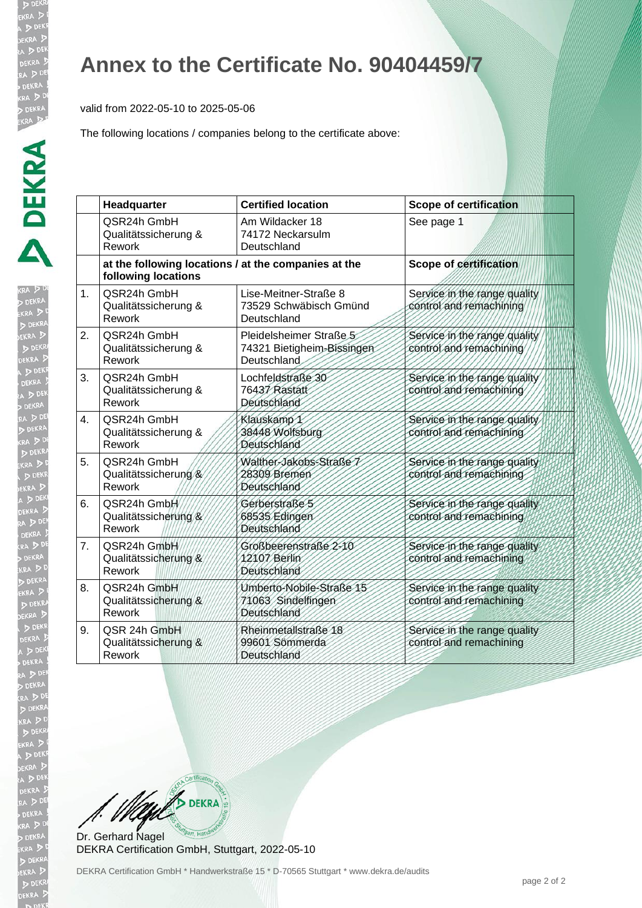# Annex to the Certificate No. 90404459/7

valid from 2022-05-10 to 2025-05-06

The following locations / companies belong to the certificate above:

| | Headquarter | Certified location | Scope of certification |
|---|---|---|---|
| | QSR24h GmbH Qualitätssicherung & Rework | Am Wildacker 18 74172 Neckarsulm Deutschland | See page 1 |
| | at the following locations / at the companies at the following locations | | Scope of certification |
| 1. | QSR24h GmbH Qualitätssicherung & Rework | Lise-Meitner-Straße 8 73529 Schwäbisch Gmünd Deutschland | Service in the range quality control and remachining |
| 2. | QSR24h GmbH Qualitätssicherung & Rework | Pleidelsheimer Straße 5 74321 Bietigheim-Bissingen Deutschland | Service in the range quality control and remachining |
| 3. | QSR24h GmbH Qualitätssicherung & Rework | Lochfeldstraße 30 76437 Rastatt Deutschland | Service in the range quality control and remachining |
| 4. | QSR24h GmbH Qualitätssicherung & Rework | Klauskamp 1 38448 Wolfsburg Deutschland | Service in the range quality control and remachining |
| 5. | QSR24h GmbH Qualitätssicherung & Rework | Walther-Jakobs-Straße 7 28309 Bremen Deutschland | Service in the range quality control and remachining |
| 6. | QSR24h GmbH Qualitätssicherung & Rework | Gerberstraße 5 68535 Edingen Deutschland | Service in the range quality control and remachining |
| 7. | QSR24h GmbH Qualitätssicherung & Rework | Großbeerenstraße 2-10 12107 Berlin Deutschland | Service in the range quality control and remachining |
| 8. | QSR24h GmbH Qualitätssicherung & Rework | Umberto-Nobile-Straße 15 71063 Sindelfingen Deutschland | Service in the range quality control and remachining |
| 9. | QSR 24h GmbH Qualitätssicherung & Rework | Rheinmetallstraße 18 99601 Sömmerda Deutschland | Service in the range quality control and remachining |

Dr. Gerhard Nagel
DEKRA Certification GmbH, Stuttgart, 2022-05-10

DEKRA Certification GmbH * Handwerkstraße 15 * D-70565 Stuttgart * www.dekra.de/audits